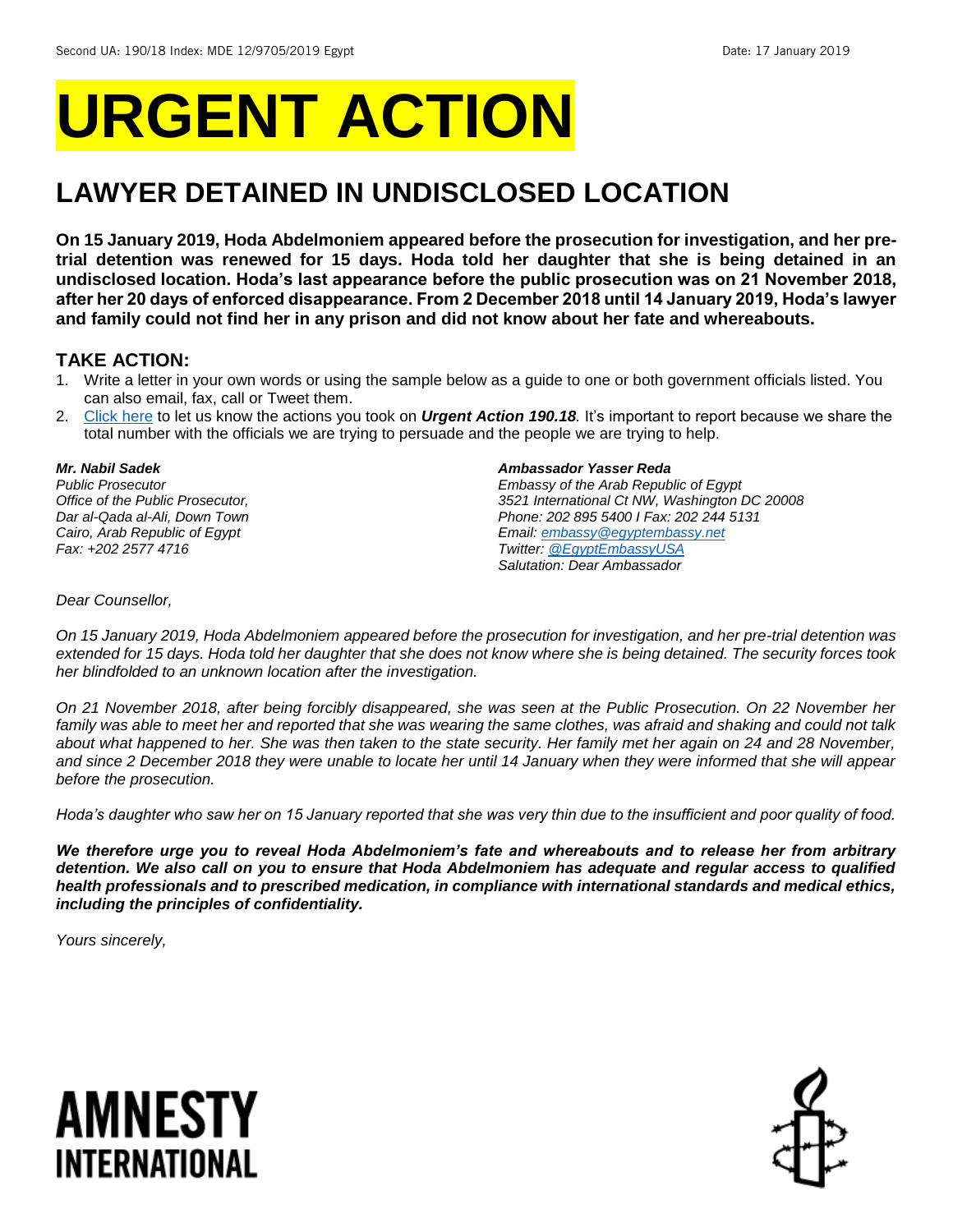Second UA: 190/18 Index: MDE 12/9705/2019 Egypt Date: 17 January 2019

# URGENT ACTION

## LAWYER DETAINED IN UNDISCLOSED LOCATION

**On 15 January 2019, Hoda Abdelmoniem appeared before the prosecution for investigation, and her pre-trial detention was renewed for 15 days. Hoda told her daughter that she is being detained in an undisclosed location. Hoda's last appearance before the public prosecution was on 21 November 2018, after her 20 days of enforced disappearance. From 2 December 2018 until 14 January 2019, Hoda's lawyer and family could not find her in any prison and did not know about her fate and whereabouts.**

### TAKE ACTION:

1. Write a letter in your own words or using the sample below as a guide to one or both government officials listed. You can also email, fax, call or Tweet them.
2. Click here to let us know the actions you took on ***Urgent Action 190.18***. It's important to report because we share the total number with the officials we are trying to persuade and the people we are trying to help.

***Mr. Nabil Sadek***
*Public Prosecutor*
*Office of the Public Prosecutor,*
*Dar al-Qada al-Ali, Down Town*
*Cairo, Arab Republic of Egypt*
*Fax: +202 2577 4716*

***Ambassador Yasser Reda***
*Embassy of the Arab Republic of Egypt*
*3521 International Ct NW, Washington DC 20008*
*Phone: 202 895 5400 I Fax: 202 244 5131*
*Email: embassy@egyptembassy.net*
*Twitter: @EgyptEmbassyUSA*
*Salutation: Dear Ambassador*

*Dear Counsellor,*

*On 15 January 2019, Hoda Abdelmoniem appeared before the prosecution for investigation, and her pre-trial detention was extended for 15 days. Hoda told her daughter that she does not know where she is being detained. The security forces took her blindfolded to an unknown location after the investigation.*

*On 21 November 2018, after being forcibly disappeared, she was seen at the Public Prosecution. On 22 November her family was able to meet her and reported that she was wearing the same clothes, was afraid and shaking and could not talk about what happened to her. She was then taken to the state security. Her family met her again on 24 and 28 November, and since 2 December 2018 they were unable to locate her until 14 January when they were informed that she will appear before the prosecution.*

*Hoda's daughter who saw her on 15 January reported that she was very thin due to the insufficient and poor quality of food.*

***We therefore urge you to reveal Hoda Abdelmoniem's fate and whereabouts and to release her from arbitrary detention. We also call on you to ensure that Hoda Abdelmoniem has adequate and regular access to qualified health professionals and to prescribed medication, in compliance with international standards and medical ethics, including the principles of confidentiality.***

*Yours sincerely,*

**AMNESTY INTERNATIONAL**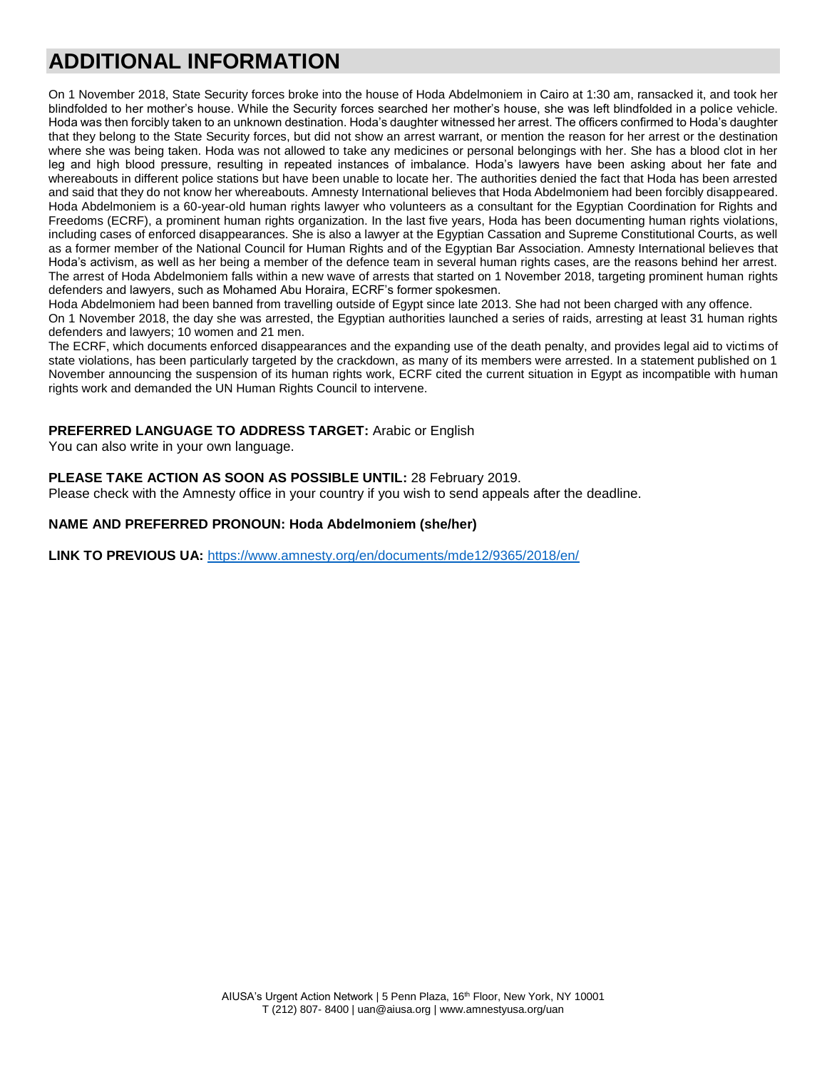# ADDITIONAL INFORMATION

On 1 November 2018, State Security forces broke into the house of Hoda Abdelmoniem in Cairo at 1:30 am, ransacked it, and took her blindfolded to her mother's house. While the Security forces searched her mother's house, she was left blindfolded in a police vehicle. Hoda was then forcibly taken to an unknown destination. Hoda's daughter witnessed her arrest. The officers confirmed to Hoda's daughter that they belong to the State Security forces, but did not show an arrest warrant, or mention the reason for her arrest or the destination where she was being taken. Hoda was not allowed to take any medicines or personal belongings with her. She has a blood clot in her leg and high blood pressure, resulting in repeated instances of imbalance. Hoda's lawyers have been asking about her fate and whereabouts in different police stations but have been unable to locate her. The authorities denied the fact that Hoda has been arrested and said that they do not know her whereabouts. Amnesty International believes that Hoda Abdelmoniem had been forcibly disappeared. Hoda Abdelmoniem is a 60-year-old human rights lawyer who volunteers as a consultant for the Egyptian Coordination for Rights and Freedoms (ECRF), a prominent human rights organization. In the last five years, Hoda has been documenting human rights violations, including cases of enforced disappearances. She is also a lawyer at the Egyptian Cassation and Supreme Constitutional Courts, as well as a former member of the National Council for Human Rights and of the Egyptian Bar Association. Amnesty International believes that Hoda's activism, as well as her being a member of the defence team in several human rights cases, are the reasons behind her arrest. The arrest of Hoda Abdelmoniem falls within a new wave of arrests that started on 1 November 2018, targeting prominent human rights defenders and lawyers, such as Mohamed Abu Horaira, ECRF's former spokesmen.

Hoda Abdelmoniem had been banned from travelling outside of Egypt since late 2013. She had not been charged with any offence.

On 1 November 2018, the day she was arrested, the Egyptian authorities launched a series of raids, arresting at least 31 human rights defenders and lawyers; 10 women and 21 men.

The ECRF, which documents enforced disappearances and the expanding use of the death penalty, and provides legal aid to victims of state violations, has been particularly targeted by the crackdown, as many of its members were arrested. In a statement published on 1 November announcing the suspension of its human rights work, ECRF cited the current situation in Egypt as incompatible with human rights work and demanded the UN Human Rights Council to intervene.

**PREFERRED LANGUAGE TO ADDRESS TARGET:** Arabic or English
You can also write in your own language.

**PLEASE TAKE ACTION AS SOON AS POSSIBLE UNTIL:** 28 February 2019.
Please check with the Amnesty office in your country if you wish to send appeals after the deadline.

**NAME AND PREFERRED PRONOUN: Hoda Abdelmoniem (she/her)**

**LINK TO PREVIOUS UA:** https://www.amnesty.org/en/documents/mde12/9365/2018/en/

AIUSA's Urgent Action Network | 5 Penn Plaza, 16th Floor, New York, NY 10001
T (212) 807- 8400 | uan@aiusa.org | www.amnestyusa.org/uan